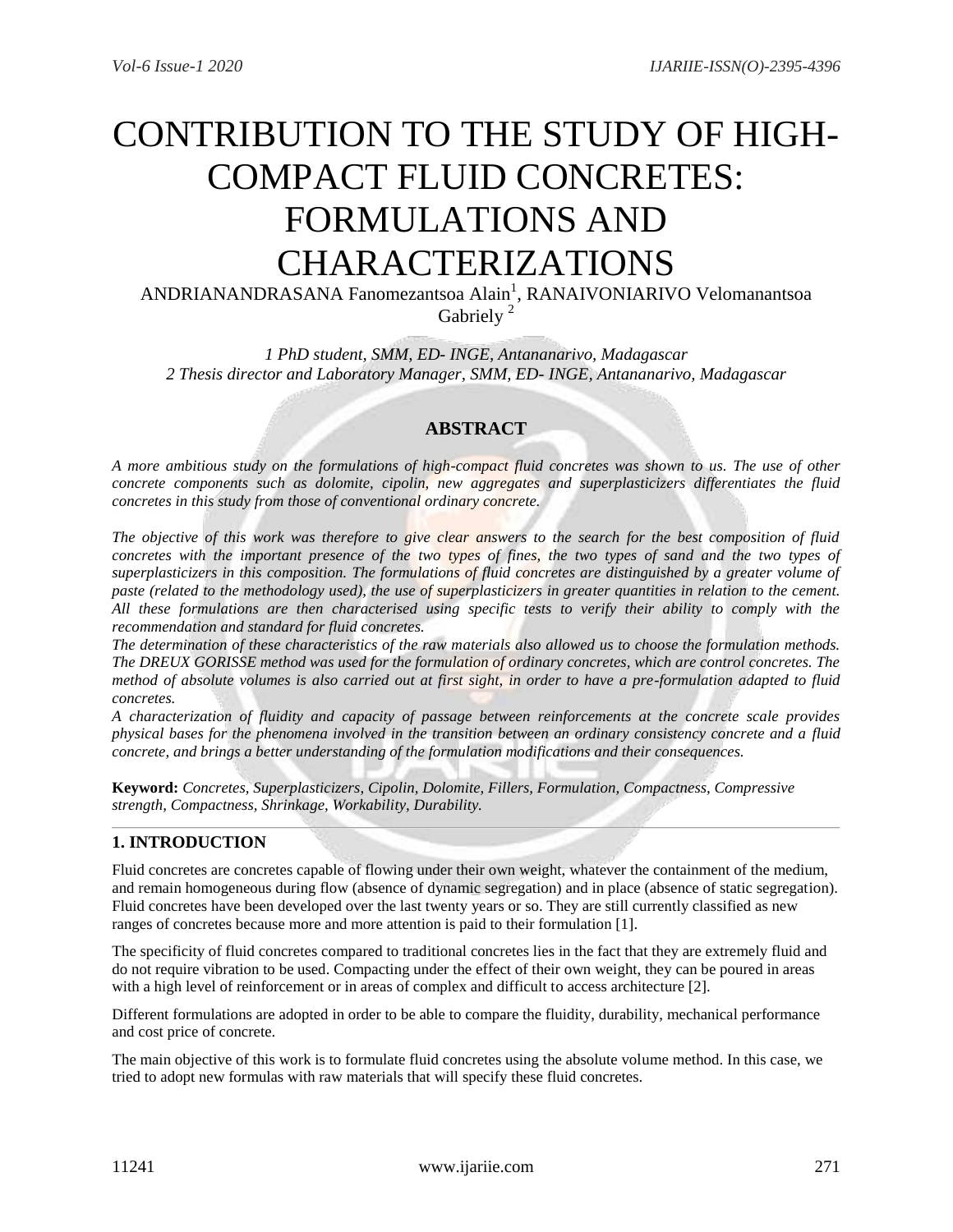# CONTRIBUTION TO THE STUDY OF HIGH-COMPACT FLUID CONCRETES: FORMULATIONS AND CHARACTERIZATIONS

ANDRIANANDRASANA Fanomezantsoa Alain[1], RANAIVONIARIVO Velomanantsoa Gabriely [2]

*1 PhD student, SMM, ED- INGE, Antananarivo, Madagascar*
*2 Thesis director and Laboratory Manager, SMM, ED- INGE, Antananarivo, Madagascar*

## ABSTRACT

*A more ambitious study on the formulations of high-compact fluid concretes was shown to us. The use of other concrete components such as dolomite, cipolin, new aggregates and superplasticizers differentiates the fluid concretes in this study from those of conventional ordinary concrete.*

*The objective of this work was therefore to give clear answers to the search for the best composition of fluid concretes with the important presence of the two types of fines, the two types of sand and the two types of superplasticizers in this composition. The formulations of fluid concretes are distinguished by a greater volume of paste (related to the methodology used), the use of superplasticizers in greater quantities in relation to the cement. All these formulations are then characterised using specific tests to verify their ability to comply with the recommendation and standard for fluid concretes.*

*The determination of these characteristics of the raw materials also allowed us to choose the formulation methods. The DREUX GORISSE method was used for the formulation of ordinary concretes, which are control concretes. The method of absolute volumes is also carried out at first sight, in order to have a pre-formulation adapted to fluid concretes.*

*A characterization of fluidity and capacity of passage between reinforcements at the concrete scale provides physical bases for the phenomena involved in the transition between an ordinary consistency concrete and a fluid concrete, and brings a better understanding of the formulation modifications and their consequences.*

**Keyword:** *Concretes, Superplasticizers, Cipolin, Dolomite, Fillers, Formulation, Compactness, Compressive strength, Compactness, Shrinkage, Workability, Durability.*

## 1. INTRODUCTION

Fluid concretes are concretes capable of flowing under their own weight, whatever the containment of the medium, and remain homogeneous during flow (absence of dynamic segregation) and in place (absence of static segregation). Fluid concretes have been developed over the last twenty years or so. They are still currently classified as new ranges of concretes because more and more attention is paid to their formulation [1].

The specificity of fluid concretes compared to traditional concretes lies in the fact that they are extremely fluid and do not require vibration to be used. Compacting under the effect of their own weight, they can be poured in areas with a high level of reinforcement or in areas of complex and difficult to access architecture [2].

Different formulations are adopted in order to be able to compare the fluidity, durability, mechanical performance and cost price of concrete.

The main objective of this work is to formulate fluid concretes using the absolute volume method. In this case, we tried to adopt new formulas with raw materials that will specify these fluid concretes.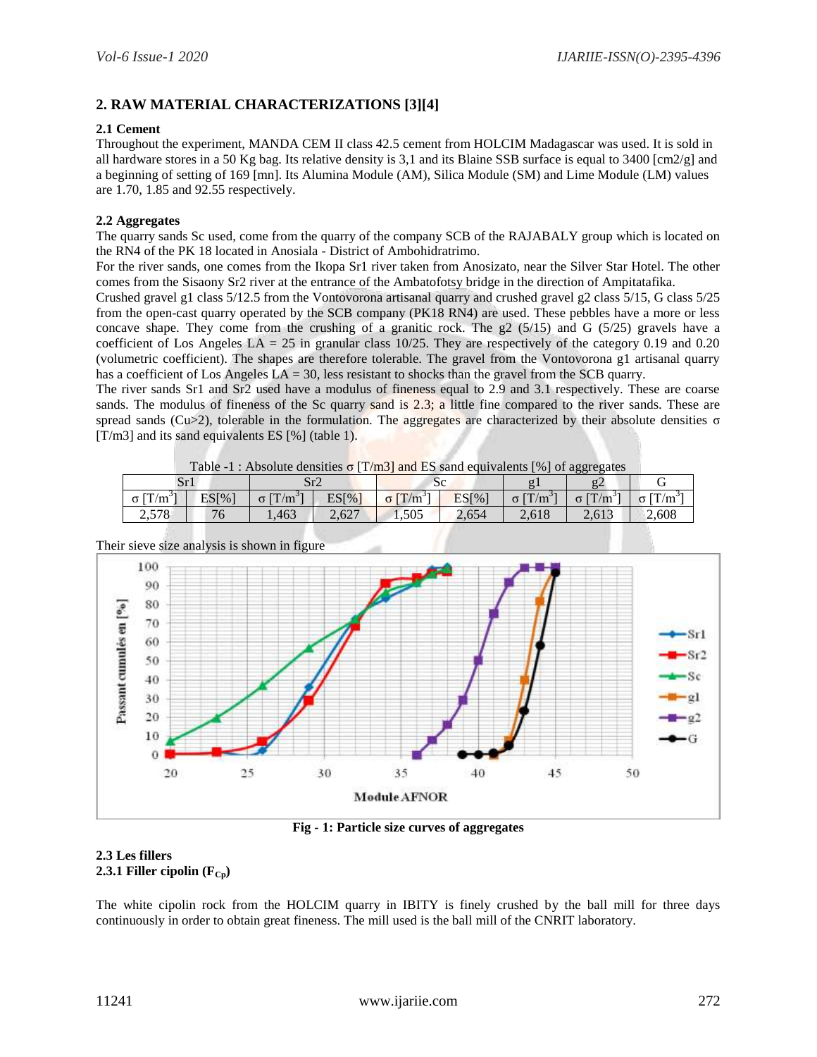## 2. RAW MATERIAL CHARACTERIZATIONS [3][4]

### 2.1 Cement

Throughout the experiment, MANDA CEM II class 42.5 cement from HOLCIM Madagascar was used. It is sold in all hardware stores in a 50 Kg bag. Its relative density is 3,1 and its Blaine SSB surface is equal to 3400 [cm2/g] and a beginning of setting of 169 [mn]. Its Alumina Module (AM), Silica Module (SM) and Lime Module (LM) values are 1.70, 1.85 and 92.55 respectively.

### 2.2 Aggregates

The quarry sands Sc used, come from the quarry of the company SCB of the RAJABALY group which is located on the RN4 of the PK 18 located in Anosiala - District of Ambohidratrimo.

For the river sands, one comes from the Ikopa Sr1 river taken from Anosizato, near the Silver Star Hotel. The other comes from the Sisaony Sr2 river at the entrance of the Ambatofotsy bridge in the direction of Ampitatafika.

Crushed gravel g1 class 5/12.5 from the Vontovorona artisanal quarry and crushed gravel g2 class 5/15, G class 5/25 from the open-cast quarry operated by the SCB company (PK18 RN4) are used. These pebbles have a more or less concave shape. They come from the crushing of a granitic rock. The g2 (5/15) and G (5/25) gravels have a coefficient of Los Angeles LA = 25 in granular class 10/25. They are respectively of the category 0.19 and 0.20 (volumetric coefficient). The shapes are therefore tolerable. The gravel from the Vontovorona g1 artisanal quarry has a coefficient of Los Angeles LA = 30, less resistant to shocks than the gravel from the SCB quarry.

The river sands Sr1 and Sr2 used have a modulus of fineness equal to 2.9 and 3.1 respectively. These are coarse sands. The modulus of fineness of the Sc quarry sand is 2.3; a little fine compared to the river sands. These are spread sands (Cu>2), tolerable in the formulation. The aggregates are characterized by their absolute densities σ [T/m3] and its sand equivalents ES [%] (table 1).

Table -1 : Absolute densities σ [T/m3] and ES sand equivalents [%] of aggregates

| Sr1 | | Sr2 | | Sc | | g1 | g2 | G |
|---|---|---|---|---|---|---|---|---|
| σ [T/m³] | ES[%] | σ [T/m³] | ES[%] | σ [T/m³] | ES[%] | σ [T/m³] | σ [T/m³] | σ [T/m³] |
| 2,578 | 76 | 1,463 | 2,627 | 1,505 | 2,654 | 2,618 | 2,613 | 2,608 |

Their sieve size analysis is shown in figure

**Fig - 1: Particle size curves of aggregates**

### 2.3 Les fillers

#### 2.3.1 Filler cipolin ($F_{Cp}$)

The white cipolin rock from the HOLCIM quarry in IBITY is finely crushed by the ball mill for three days continuously in order to obtain great fineness. The mill used is the ball mill of the CNRIT laboratory.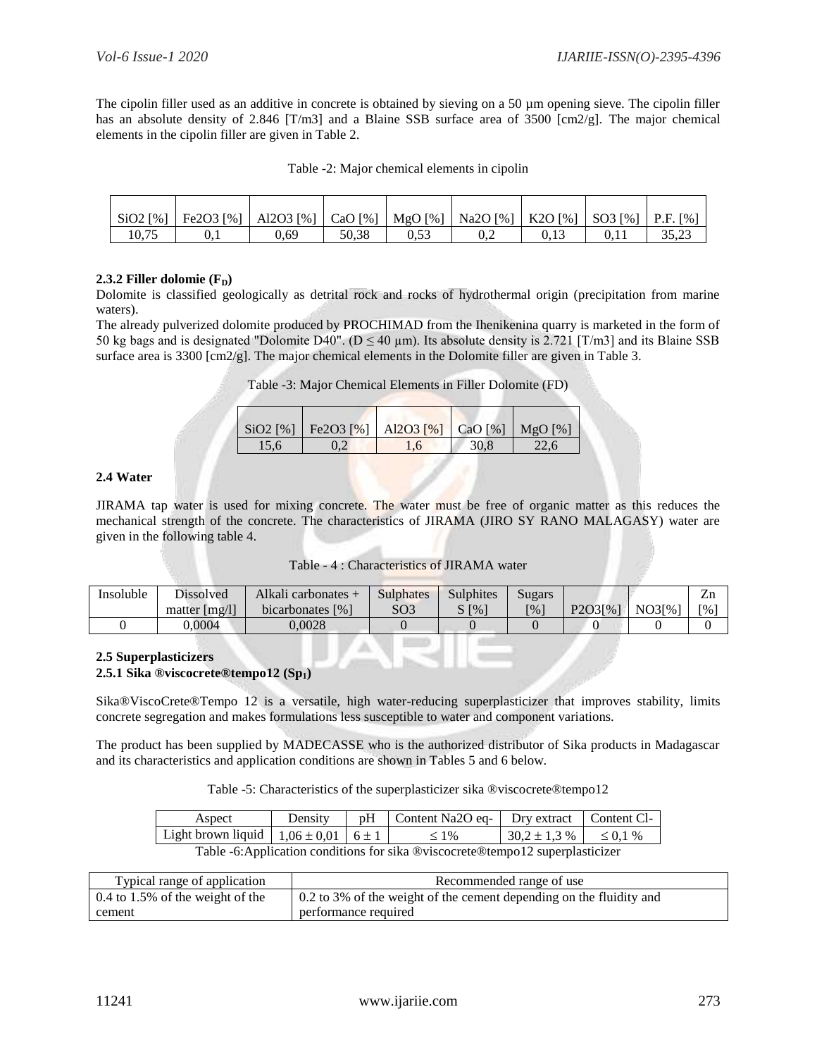The cipolin filler used as an additive in concrete is obtained by sieving on a 50 µm opening sieve. The cipolin filler has an absolute density of 2.846 [T/m3] and a Blaine SSB surface area of 3500 [cm2/g]. The major chemical elements in the cipolin filler are given in Table 2.

Table -2: Major chemical elements in cipolin

| SiO2 [%] | Fe2O3 [%] | Al2O3 [%] | CaO [%] | MgO [%] | Na2O [%] | K2O [%] | SO3 [%] | P.F. [%] |
|---|---|---|---|---|---|---|---|---|
| 10,75 | 0,1 | 0,69 | 50,38 | 0,53 | 0,2 | 0,13 | 0,11 | 35,23 |

#### 2.3.2 Filler dolomie ($F_D$)

Dolomite is classified geologically as detrital rock and rocks of hydrothermal origin (precipitation from marine waters).

The already pulverized dolomite produced by PROCHIMAD from the Ihenikenina quarry is marketed in the form of 50 kg bags and is designated "Dolomite D40". ($D \leq 40$ µm). Its absolute density is 2.721 [T/m3] and its Blaine SSB surface area is 3300 [cm2/g]. The major chemical elements in the Dolomite filler are given in Table 3.

Table -3: Major Chemical Elements in Filler Dolomite (FD)

| SiO2 [%] | Fe2O3 [%] | Al2O3 [%] | CaO [%] | MgO [%] |
|---|---|---|---|---|
| 15,6 | 0,2 | 1,6 | 30,8 | 22,6 |

### 2.4 Water

JIRAMA tap water is used for mixing concrete. The water must be free of organic matter as this reduces the mechanical strength of the concrete. The characteristics of JIRAMA (JIRO SY RANO MALAGASY) water are given in the following table 4.

Table - 4 : Characteristics of JIRAMA water

| Insoluble | Dissolved matter [mg/l] | Alkali carbonates + bicarbonates [%] | Sulphates SO3 | Sulphites S [%] | Sugars [%] | P2O3[%] | NO3[%] | Zn [%] |
|---|---|---|---|---|---|---|---|---|
| 0 | 0,0004 | 0,0028 | 0 | 0 | 0 | 0 | 0 | 0 |

### 2.5 Superplasticizers

#### 2.5.1 Sika ®viscocrete®tempo12 ($Sp_1$)

Sika®ViscoCrete®Tempo 12 is a versatile, high water-reducing superplasticizer that improves stability, limits concrete segregation and makes formulations less susceptible to water and component variations.

The product has been supplied by MADECASSE who is the authorized distributor of Sika products in Madagascar and its characteristics and application conditions are shown in Tables 5 and 6 below.

Table -5: Characteristics of the superplasticizer sika ®viscocrete®tempo12

| Aspect | Density | pH | Content Na2O eq- | Dry extract | Content Cl- |
|---|---|---|---|---|---|
| Light brown liquid | $1,06 \pm 0,01$ | $6 \pm 1$ | $\leq 1\%$ | $30,2 \pm 1,3$ % | $\leq 0,1$ % |

Table -6:Application conditions for sika ®viscocrete®tempo12 superplasticizer

| Typical range of application | Recommended range of use |
|---|---|
| 0.4 to 1.5% of the weight of the cement | 0.2 to 3% of the weight of the cement depending on the fluidity and performance required |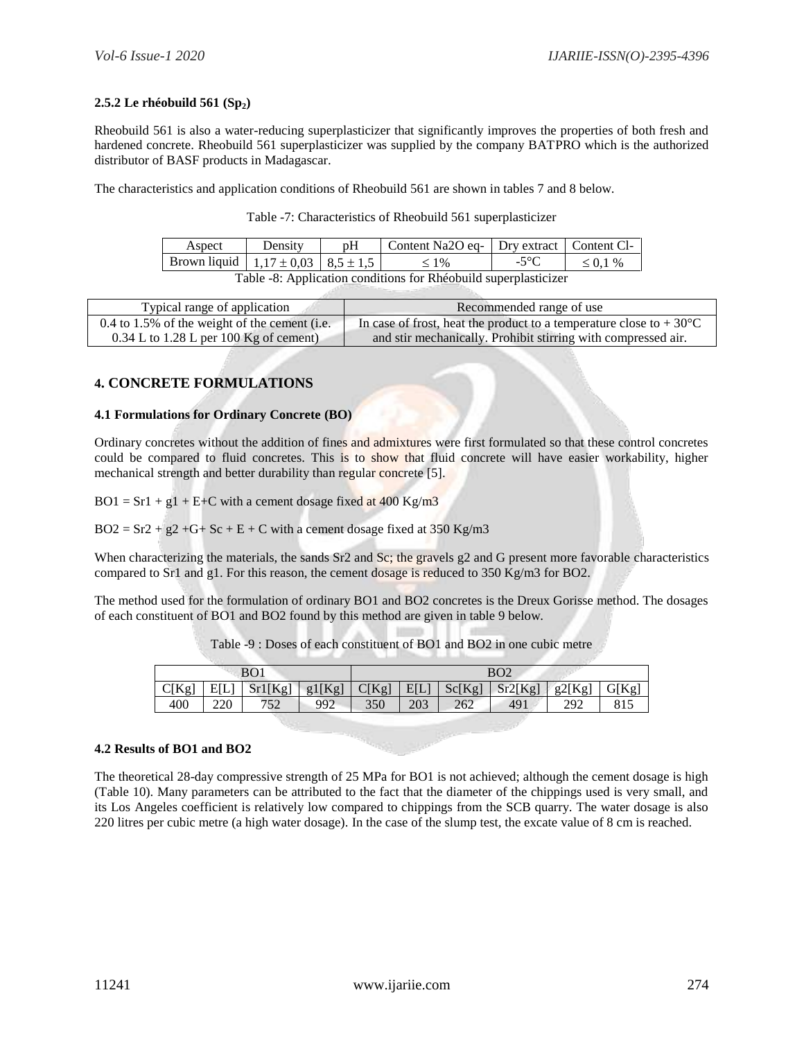#### 2.5.2 Le rhéobuild 561 ($Sp_2$)

Rheobuild 561 is also a water-reducing superplasticizer that significantly improves the properties of both fresh and hardened concrete. Rheobuild 561 superplasticizer was supplied by the company BATPRO which is the authorized distributor of BASF products in Madagascar.

The characteristics and application conditions of Rheobuild 561 are shown in tables 7 and 8 below.

Table -7: Characteristics of Rheobuild 561 superplasticizer

| Aspect | Density | pH | Content Na2O eq- | Dry extract | Content Cl- |
|---|---|---|---|---|---|
| Brown liquid | 1,17 ± 0,03 | 8,5 ± 1,5 | ≤ 1% | -5°C | ≤ 0,1 % |

Table -8: Application conditions for Rhéobuild superplasticizer

| Typical range of application | Recommended range of use |
|---|---|
| 0.4 to 1.5% of the weight of the cement (i.e. 0.34 L to 1.28 L per 100 Kg of cement) | In case of frost, heat the product to a temperature close to + 30°C and stir mechanically. Prohibit stirring with compressed air. |

## 4. CONCRETE FORMULATIONS

### 4.1 Formulations for Ordinary Concrete (BO)

Ordinary concretes without the addition of fines and admixtures were first formulated so that these control concretes could be compared to fluid concretes. This is to show that fluid concrete will have easier workability, higher mechanical strength and better durability than regular concrete [5].

BO1 = Sr1 + g1 + E+C with a cement dosage fixed at 400 Kg/m3

BO2 = Sr2 + g2 +G+ Sc + E + C with a cement dosage fixed at 350 Kg/m3

When characterizing the materials, the sands Sr2 and Sc; the gravels g2 and G present more favorable characteristics compared to Sr1 and g1. For this reason, the cement dosage is reduced to 350 Kg/m3 for BO2.

The method used for the formulation of ordinary BO1 and BO2 concretes is the Dreux Gorisse method. The dosages of each constituent of BO1 and BO2 found by this method are given in table 9 below.

Table -9 : Doses of each constituent of BO1 and BO2 in one cubic metre

| BO1 | | | | BO2 | | | | | |
|---|---|---|---|---|---|---|---|---|---|
| C[Kg] | E[L] | Sr1[Kg] | g1[Kg] | C[Kg] | E[L] | Sc[Kg] | Sr2[Kg] | g2[Kg] | G[Kg] |
| 400 | 220 | 752 | 992 | 350 | 203 | 262 | 491 | 292 | 815 |

### 4.2 Results of BO1 and BO2

The theoretical 28-day compressive strength of 25 MPa for BO1 is not achieved; although the cement dosage is high (Table 10). Many parameters can be attributed to the fact that the diameter of the chippings used is very small, and its Los Angeles coefficient is relatively low compared to chippings from the SCB quarry. The water dosage is also 220 litres per cubic metre (a high water dosage). In the case of the slump test, the excate value of 8 cm is reached.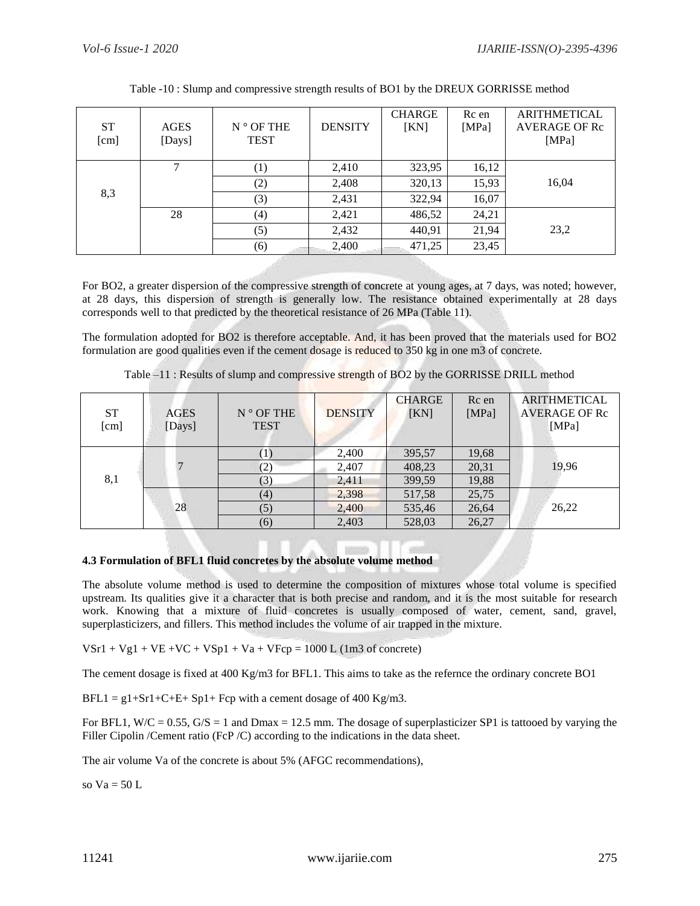Table -10 : Slump and compressive strength results of BO1 by the DREUX GORRISSE method

| ST [cm] | AGES [Days] | N ° OF THE TEST | DENSITY | CHARGE [KN] | Rc en [MPa] | ARITHMETICAL AVERAGE OF Rc [MPa] |
|---|---|---|---|---|---|---|
| 8,3 | 7 | (1) | 2,410 | 323,95 | 16,12 | 16,04 |
| | | (2) | 2,408 | 320,13 | 15,93 | |
| | | (3) | 2,431 | 322,94 | 16,07 | |
| | 28 | (4) | 2,421 | 486,52 | 24,21 | 23,2 |
| | | (5) | 2,432 | 440,91 | 21,94 | |
| | | (6) | 2,400 | 471,25 | 23,45 | |

For BO2, a greater dispersion of the compressive strength of concrete at young ages, at 7 days, was noted; however, at 28 days, this dispersion of strength is generally low. The resistance obtained experimentally at 28 days corresponds well to that predicted by the theoretical resistance of 26 MPa (Table 11).

The formulation adopted for BO2 is therefore acceptable. And, it has been proved that the materials used for BO2 formulation are good qualities even if the cement dosage is reduced to 350 kg in one m3 of concrete.

Table –11 : Results of slump and compressive strength of BO2 by the GORRISSE DRILL method

| ST [cm] | AGES [Days] | N ° OF THE TEST | DENSITY | CHARGE [KN] | Rc en [MPa] | ARITHMETICAL AVERAGE OF Rc [MPa] |
|---|---|---|---|---|---|---|
| 8,1 | 7 | (1) | 2,400 | 395,57 | 19,68 | 19,96 |
| | | (2) | 2,407 | 408,23 | 20,31 | |
| | | (3) | 2,411 | 399,59 | 19,88 | |
| | 28 | (4) | 2,398 | 517,58 | 25,75 | 26,22 |
| | | (5) | 2,400 | 535,46 | 26,64 | |
| | | (6) | 2,403 | 528,03 | 26,27 | |

**4.3 Formulation of BFL1 fluid concretes by the absolute volume method**

The absolute volume method is used to determine the composition of mixtures whose total volume is specified upstream. Its qualities give it a character that is both precise and random, and it is the most suitable for research work. Knowing that a mixture of fluid concretes is usually composed of water, cement, sand, gravel, superplasticizers, and fillers. This method includes the volume of air trapped in the mixture.

VSr1 + Vg1 + VE +VC + VSp1 + Va + VFcp = 1000 L (1m3 of concrete)

The cement dosage is fixed at 400 Kg/m3 for BFL1. This aims to take as the refernce the ordinary concrete BO1

BFL1 = g1+Sr1+C+E+ Sp1+ Fcp with a cement dosage of 400 Kg/m3.

For BFL1, W/C = 0.55, G/S = 1 and Dmax = 12.5 mm. The dosage of superplasticizer SP1 is tattooed by varying the Filler Cipolin /Cement ratio (FcP /C) according to the indications in the data sheet.

The air volume Va of the concrete is about 5% (AFGC recommendations),

so Va = 50 L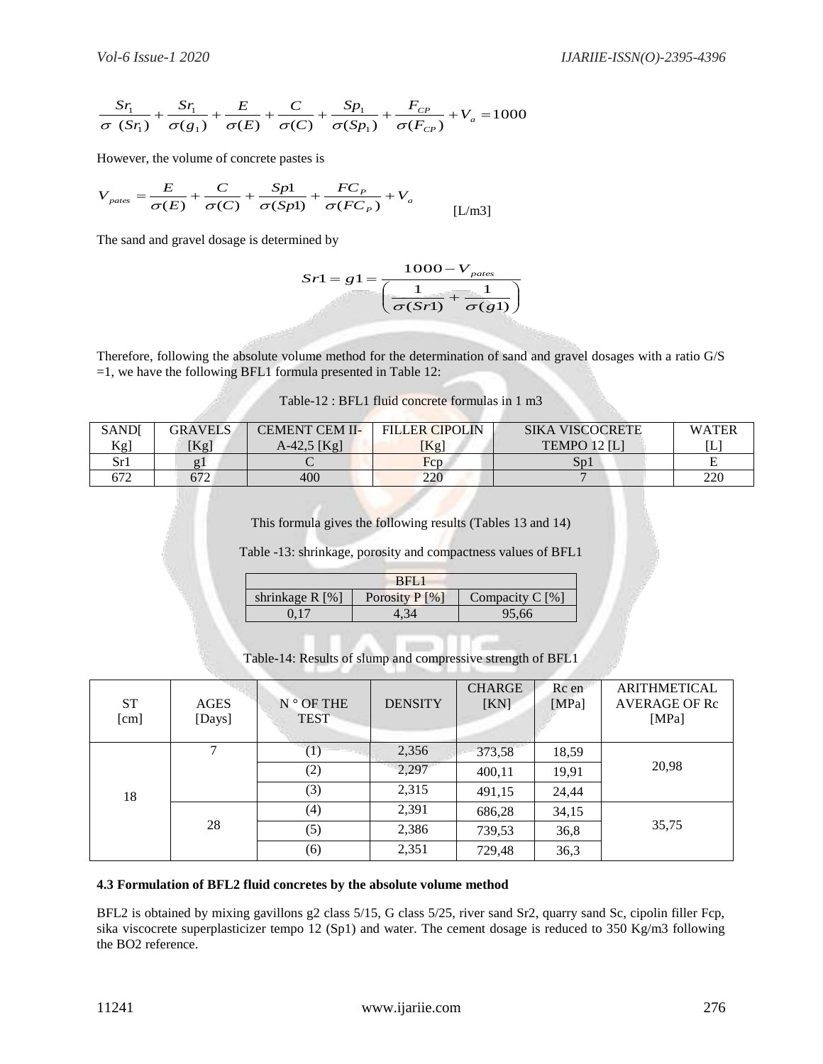$$\frac{Sr_1}{\sigma\ (Sr_1)} + \frac{Sr_1}{\sigma(g_1)} + \frac{E}{\sigma(E)} + \frac{C}{\sigma(C)} + \frac{Sp_1}{\sigma(Sp_1)} + \frac{F_{CP}}{\sigma(F_{CP})} + V_a = 1000$$

However, the volume of concrete pastes is

$$V_{pates} = \frac{E}{\sigma(E)} + \frac{C}{\sigma(C)} + \frac{Sp1}{\sigma(Sp1)} + \frac{FC_P}{\sigma(FC_P)} + V_a \quad \text{[L/m3]}$$

The sand and gravel dosage is determined by

$$Sr1 = g1 = \frac{1000 - V_{pates}}{\left(\frac{1}{\sigma(Sr1)} + \frac{1}{\sigma(g1)}\right)}$$

Therefore, following the absolute volume method for the determination of sand and gravel dosages with a ratio G/S =1, we have the following BFL1 formula presented in Table 12:

Table-12 : BFL1 fluid concrete formulas in 1 m3

| SAND[ Kg] | GRAVELS [Kg] | CEMENT CEM II-A-42,5 [Kg] | FILLER CIPOLIN [Kg] | SIKA VISCOCRETE TEMPO 12 [L] | WATER [L] |
|---|---|---|---|---|---|
| Sr1 | g1 | C | Fcp | Sp1 | E |
| 672 | 672 | 400 | 220 | 7 | 220 |

This formula gives the following results (Tables 13 and 14)

Table -13: shrinkage, porosity and compactness values of BFL1

| BFL1 | | |
|---|---|---|
| shrinkage R [%] | Porosity P [%] | Compacity C [%] |
| 0,17 | 4,34 | 95,66 |

Table-14: Results of slump and compressive strength of BFL1

| ST [cm] | AGES [Days] | N ° OF THE TEST | DENSITY | CHARGE [KN] | Rc en [MPa] | ARITHMETICAL AVERAGE OF Rc [MPa] |
|---|---|---|---|---|---|---|
| 18 | 7 | (1) | 2,356 | 373,58 | 18,59 | 20,98 |
| | | (2) | 2,297 | 400,11 | 19,91 | |
| | | (3) | 2,315 | 491,15 | 24,44 | |
| | 28 | (4) | 2,391 | 686,28 | 34,15 | 35,75 |
| | | (5) | 2,386 | 739,53 | 36,8 | |
| | | (6) | 2,351 | 729,48 | 36,3 | |

### 4.3 Formulation of BFL2 fluid concretes by the absolute volume method

BFL2 is obtained by mixing gavillons g2 class 5/15, G class 5/25, river sand Sr2, quarry sand Sc, cipolin filler Fcp, sika viscocrete superplasticizer tempo 12 (Sp1) and water. The cement dosage is reduced to 350 Kg/m3 following the BO2 reference.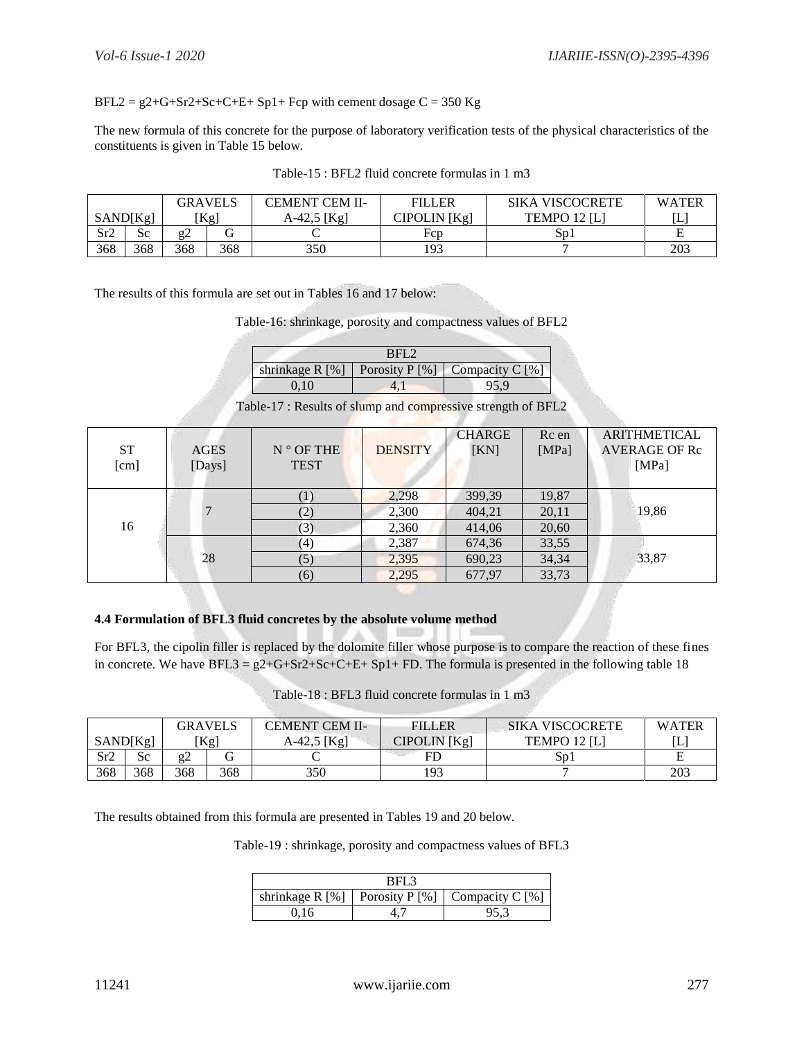BFL2 = g2+G+Sr2+Sc+C+E+ Sp1+ Fcp with cement dosage C = 350 Kg

The new formula of this concrete for the purpose of laboratory verification tests of the physical characteristics of the constituents is given in Table 15 below.

Table-15 : BFL2 fluid concrete formulas in 1 m3

| SAND[Kg] | | GRAVELS [Kg] | | CEMENT CEM II-A-42,5 [Kg] | FILLER CIPOLIN [Kg] | SIKA VISCOCRETE TEMPO 12 [L] | WATER [L] |
|---|---|---|---|---|---|---|---|
| Sr2 | Sc | g2 | G | C | Fcp | Sp1 | E |
| 368 | 368 | 368 | 368 | 350 | 193 | 7 | 203 |

The results of this formula are set out in Tables 16 and 17 below:

Table-16: shrinkage, porosity and compactness values of BFL2

| BFL2 | | |
|---|---|---|
| shrinkage R [%] | Porosity P [%] | Compacity C [%] |
| 0,10 | 4,1 | 95,9 |

Table-17 : Results of slump and compressive strength of BFL2

| ST [cm] | AGES [Days] | N ° OF THE TEST | DENSITY | CHARGE [KN] | Rc en [MPa] | ARITHMETICAL AVERAGE OF Rc [MPa] |
|---|---|---|---|---|---|---|
| 16 | 7 | (1) | 2,298 | 399,39 | 19,87 | 19,86 |
| | | (2) | 2,300 | 404,21 | 20,11 | |
| | | (3) | 2,360 | 414,06 | 20,60 | |
| | 28 | (4) | 2,387 | 674,36 | 33,55 | 33,87 |
| | | (5) | 2,395 | 690,23 | 34,34 | |
| | | (6) | 2,295 | 677,97 | 33,73 | |

**4.4 Formulation of BFL3 fluid concretes by the absolute volume method**

For BFL3, the cipolin filler is replaced by the dolomite filler whose purpose is to compare the reaction of these fines in concrete. We have BFL3 = g2+G+Sr2+Sc+C+E+ Sp1+ FD. The formula is presented in the following table 18

Table-18 : BFL3 fluid concrete formulas in 1 m3

| SAND[Kg] | | GRAVELS [Kg] | | CEMENT CEM II-A-42,5 [Kg] | FILLER CIPOLIN [Kg] | SIKA VISCOCRETE TEMPO 12 [L] | WATER [L] |
|---|---|---|---|---|---|---|---|
| Sr2 | Sc | g2 | G | C | FD | Sp1 | E |
| 368 | 368 | 368 | 368 | 350 | 193 | 7 | 203 |

The results obtained from this formula are presented in Tables 19 and 20 below.

Table-19 : shrinkage, porosity and compactness values of BFL3

| BFL3 | | |
|---|---|---|
| shrinkage R [%] | Porosity P [%] | Compacity C [%] |
| 0,16 | 4,7 | 95,3 |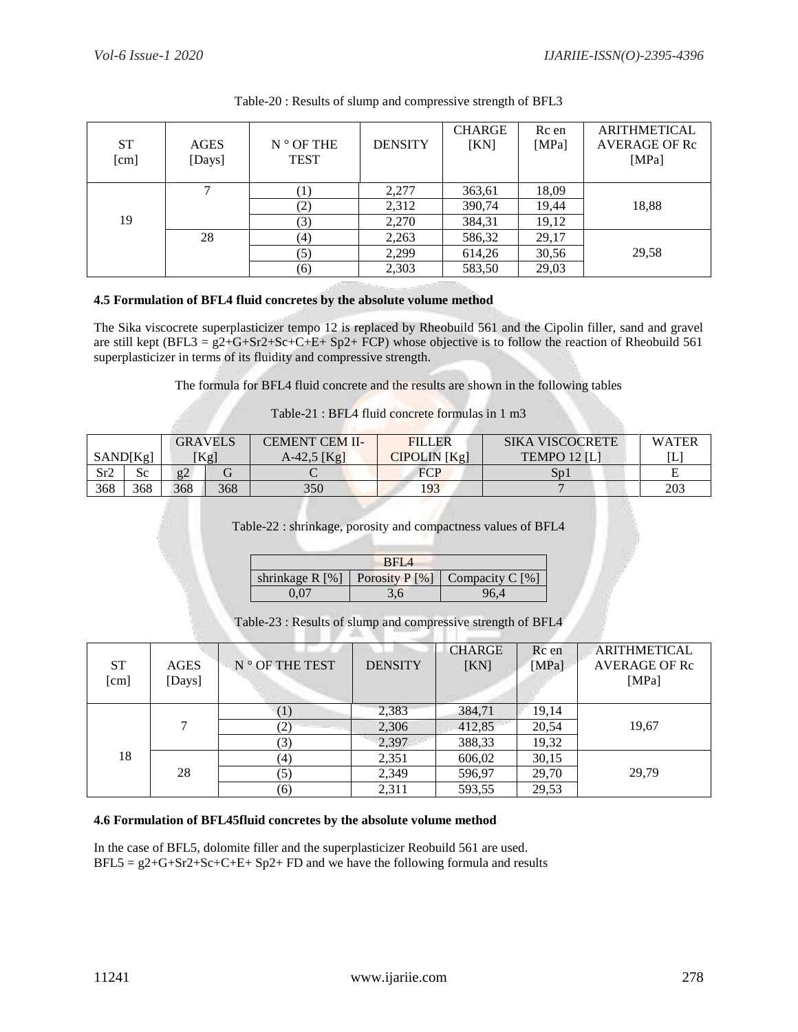Table-20 : Results of slump and compressive strength of BFL3

| ST [cm] | AGES [Days] | N ° OF THE TEST | DENSITY | CHARGE [KN] | Rc en [MPa] | ARITHMETICAL AVERAGE OF Rc [MPa] |
|---|---|---|---|---|---|---|
| 19 | 7 | (1) | 2,277 | 363,61 | 18,09 | 18,88 |
| | | (2) | 2,312 | 390,74 | 19,44 | |
| | | (3) | 2,270 | 384,31 | 19,12 | |
| | 28 | (4) | 2,263 | 586,32 | 29,17 | 29,58 |
| | | (5) | 2,299 | 614,26 | 30,56 | |
| | | (6) | 2,303 | 583,50 | 29,03 | |

**4.5 Formulation of BFL4 fluid concretes by the absolute volume method**

The Sika viscocrete superplasticizer tempo 12 is replaced by Rheobuild 561 and the Cipolin filler, sand and gravel are still kept (BFL3 = g2+G+Sr2+Sc+C+E+ Sp2+ FCP) whose objective is to follow the reaction of Rheobuild 561 superplasticizer in terms of its fluidity and compressive strength.

The formula for BFL4 fluid concrete and the results are shown in the following tables

Table-21 : BFL4 fluid concrete formulas in 1 m3

| SAND[Kg] | | GRAVELS [Kg] | | CEMENT CEM II-A-42,5 [Kg] | FILLER CIPOLIN [Kg] | SIKA VISCOCRETE TEMPO 12 [L] | WATER [L] |
|---|---|---|---|---|---|---|---|
| Sr2 | Sc | g2 | G | C | FCP | Sp1 | E |
| 368 | 368 | 368 | 368 | 350 | 193 | 7 | 203 |

Table-22 : shrinkage, porosity and compactness values of BFL4

| BFL4 | | |
|---|---|---|
| shrinkage R [%] | Porosity P [%] | Compacity C [%] |
| 0,07 | 3,6 | 96,4 |

Table-23 : Results of slump and compressive strength of BFL4

| ST [cm] | AGES [Days] | N ° OF THE TEST | DENSITY | CHARGE [KN] | Rc en [MPa] | ARITHMETICAL AVERAGE OF Rc [MPa] |
|---|---|---|---|---|---|---|
| 18 | 7 | (1) | 2,383 | 384,71 | 19,14 | 19,67 |
| | | (2) | 2,306 | 412,85 | 20,54 | |
| | | (3) | 2,397 | 388,33 | 19,32 | |
| | 28 | (4) | 2,351 | 606,02 | 30,15 | 29,79 |
| | | (5) | 2,349 | 596,97 | 29,70 | |
| | | (6) | 2,311 | 593,55 | 29,53 | |

**4.6 Formulation of BFL45fluid concretes by the absolute volume method**

In the case of BFL5, dolomite filler and the superplasticizer Reobuild 561 are used.
BFL5 = g2+G+Sr2+Sc+C+E+ Sp2+ FD and we have the following formula and results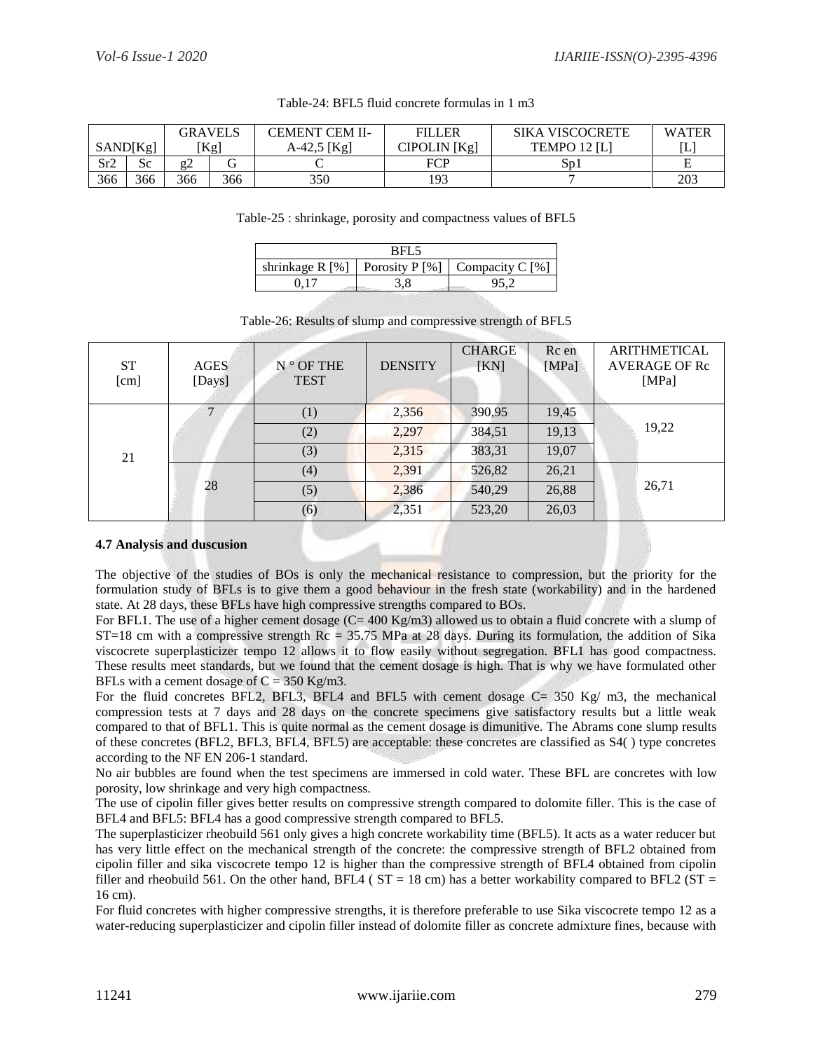Table-24: BFL5 fluid concrete formulas in 1 m3

| SAND[Kg] | | GRAVELS [Kg] | | CEMENT CEM II-A-42,5 [Kg] | FILLER CIPOLIN [Kg] | SIKA VISCOCRETE TEMPO 12 [L] | WATER [L] |
|---|---|---|---|---|---|---|---|
| Sr2 | Sc | g2 | G | C | FCP | Sp1 | E |
| 366 | 366 | 366 | 366 | 350 | 193 | 7 | 203 |

Table-25 : shrinkage, porosity and compactness values of BFL5

| BFL5 | | |
|---|---|---|
| shrinkage R [%] | Porosity P [%] | Compacity C [%] |
| 0,17 | 3,8 | 95,2 |

Table-26: Results of slump and compressive strength of BFL5

| ST [cm] | AGES [Days] | N ° OF THE TEST | DENSITY | CHARGE [KN] | Rc en [MPa] | ARITHMETICAL AVERAGE OF Rc [MPa] |
|---|---|---|---|---|---|---|
| 21 | 7 | (1) | 2,356 | 390,95 | 19,45 | 19,22 |
| | | (2) | 2,297 | 384,51 | 19,13 | |
| | | (3) | 2,315 | 383,31 | 19,07 | |
| | 28 | (4) | 2,391 | 526,82 | 26,21 | 26,71 |
| | | (5) | 2,386 | 540,29 | 26,88 | |
| | | (6) | 2,351 | 523,20 | 26,03 | |

**4.7 Analysis and duscusion**

The objective of the studies of BOs is only the mechanical resistance to compression, but the priority for the formulation study of BFLs is to give them a good behaviour in the fresh state (workability) and in the hardened state. At 28 days, these BFLs have high compressive strengths compared to BOs.

For BFL1. The use of a higher cement dosage (C= 400 Kg/m3) allowed us to obtain a fluid concrete with a slump of ST=18 cm with a compressive strength Rc = 35.75 MPa at 28 days. During its formulation, the addition of Sika viscocrete superplasticizer tempo 12 allows it to flow easily without segregation. BFL1 has good compactness. These results meet standards, but we found that the cement dosage is high. That is why we have formulated other BFLs with a cement dosage of C = 350 Kg/m3.

For the fluid concretes BFL2, BFL3, BFL4 and BFL5 with cement dosage C= 350 Kg/ m3, the mechanical compression tests at 7 days and 28 days on the concrete specimens give satisfactory results but a little weak compared to that of BFL1. This is quite normal as the cement dosage is dimunitive. The Abrams cone slump results of these concretes (BFL2, BFL3, BFL4, BFL5) are acceptable: these concretes are classified as S4( ) type concretes according to the NF EN 206-1 standard.

No air bubbles are found when the test specimens are immersed in cold water. These BFL are concretes with low porosity, low shrinkage and very high compactness.

The use of cipolin filler gives better results on compressive strength compared to dolomite filler. This is the case of BFL4 and BFL5: BFL4 has a good compressive strength compared to BFL5.

The superplasticizer rheobuild 561 only gives a high concrete workability time (BFL5). It acts as a water reducer but has very little effect on the mechanical strength of the concrete: the compressive strength of BFL2 obtained from cipolin filler and sika viscocrete tempo 12 is higher than the compressive strength of BFL4 obtained from cipolin filler and rheobuild 561. On the other hand, BFL4 ( ST = 18 cm) has a better workability compared to BFL2 (ST = 16 cm).

For fluid concretes with higher compressive strengths, it is therefore preferable to use Sika viscocrete tempo 12 as a water-reducing superplasticizer and cipolin filler instead of dolomite filler as concrete admixture fines, because with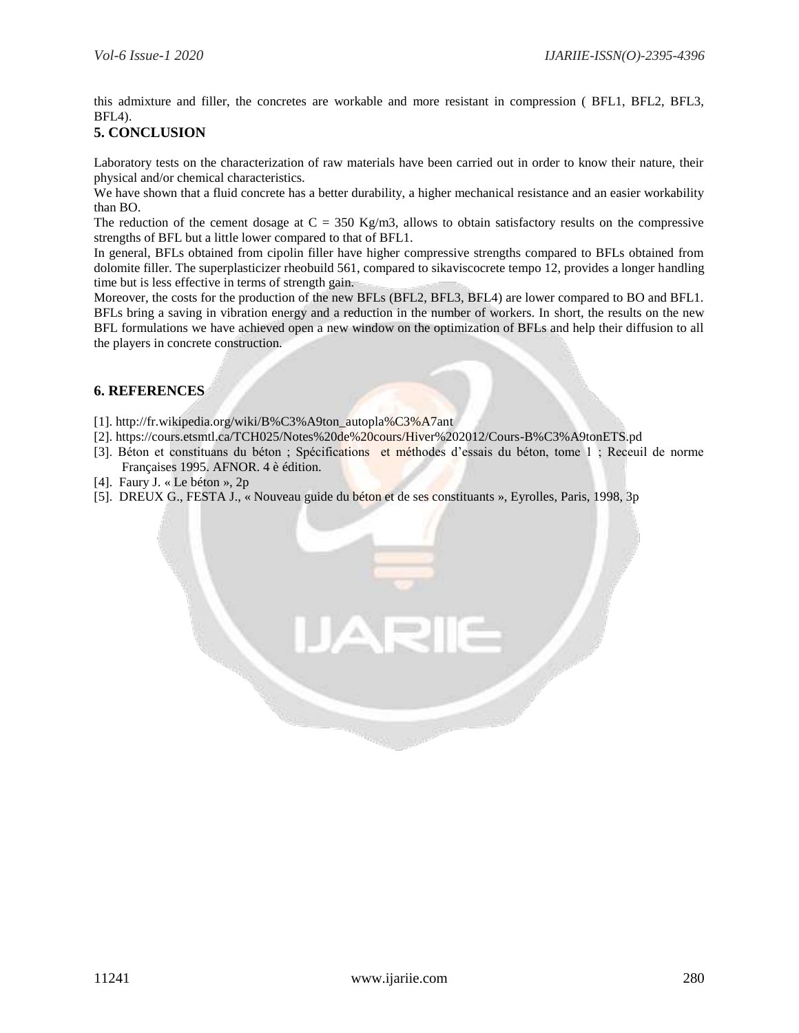this admixture and filler, the concretes are workable and more resistant in compression ( BFL1, BFL2, BFL3, BFL4).

## 5. CONCLUSION

Laboratory tests on the characterization of raw materials have been carried out in order to know their nature, their physical and/or chemical characteristics.

We have shown that a fluid concrete has a better durability, a higher mechanical resistance and an easier workability than BO.

The reduction of the cement dosage at C = 350 Kg/m3, allows to obtain satisfactory results on the compressive strengths of BFL but a little lower compared to that of BFL1.

In general, BFLs obtained from cipolin filler have higher compressive strengths compared to BFLs obtained from dolomite filler. The superplasticizer rheobuild 561, compared to sikaviscocrete tempo 12, provides a longer handling time but is less effective in terms of strength gain.

Moreover, the costs for the production of the new BFLs (BFL2, BFL3, BFL4) are lower compared to BO and BFL1. BFLs bring a saving in vibration energy and a reduction in the number of workers. In short, the results on the new BFL formulations we have achieved open a new window on the optimization of BFLs and help their diffusion to all the players in concrete construction.

## 6. REFERENCES

[1]. http://fr.wikipedia.org/wiki/B%C3%A9ton_autopla%C3%A7ant

[2]. https://cours.etsmtl.ca/TCH025/Notes%20de%20cours/Hiver%202012/Cours-B%C3%A9tonETS.pd

[3]. Béton et constituans du béton ; Spécifications et méthodes d'essais du béton, tome 1 ; Receuil de norme Françaises 1995. AFNOR. 4 è édition.

[4]. Faury J. « Le béton », 2p

[5]. DREUX G., FESTA J., « Nouveau guide du béton et de ses constituants », Eyrolles, Paris, 1998, 3p